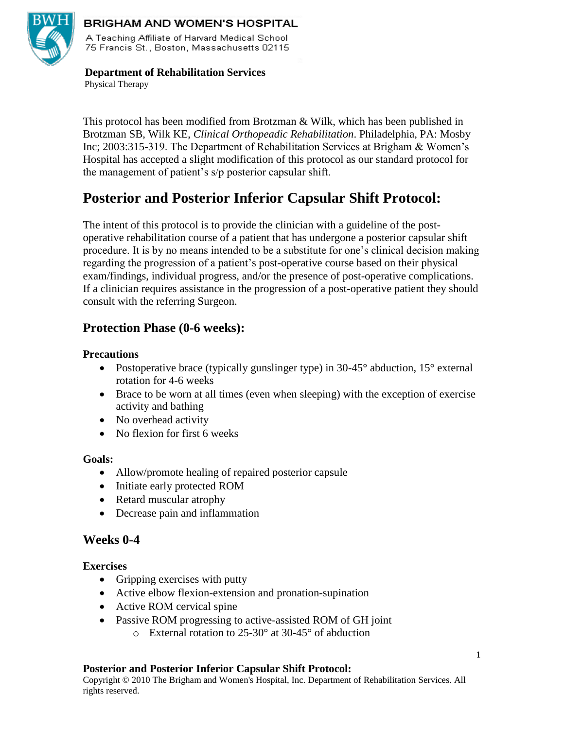**BRIGHAM AND WOMEN'S HOSPITAL**
A Teaching Affiliate of Harvard Medical School
75 Francis St., Boston, Massachusetts 02115

**Department of Rehabilitation Services**
Physical Therapy

This protocol has been modified from Brotzman & Wilk, which has been published in Brotzman SB, Wilk KE, *Clinical Orthopeadic Rehabilitation*. Philadelphia, PA: Mosby Inc; 2003:315-319. The Department of Rehabilitation Services at Brigham & Women's Hospital has accepted a slight modification of this protocol as our standard protocol for the management of patient's s/p posterior capsular shift.

# Posterior and Posterior Inferior Capsular Shift Protocol:

The intent of this protocol is to provide the clinician with a guideline of the post-operative rehabilitation course of a patient that has undergone a posterior capsular shift procedure. It is by no means intended to be a substitute for one's clinical decision making regarding the progression of a patient's post-operative course based on their physical exam/findings, individual progress, and/or the presence of post-operative complications. If a clinician requires assistance in the progression of a post-operative patient they should consult with the referring Surgeon.

## Protection Phase (0-6 weeks):

**Precautions**

- Postoperative brace (typically gunslinger type) in 30-45° abduction, 15° external rotation for 4-6 weeks
- Brace to be worn at all times (even when sleeping) with the exception of exercise activity and bathing
- No overhead activity
- No flexion for first 6 weeks

**Goals:**

- Allow/promote healing of repaired posterior capsule
- Initiate early protected ROM
- Retard muscular atrophy
- Decrease pain and inflammation

## Weeks 0-4

**Exercises**

- Gripping exercises with putty
- Active elbow flexion-extension and pronation-supination
- Active ROM cervical spine
- Passive ROM progressing to active-assisted ROM of GH joint
  - External rotation to 25-30° at 30-45° of abduction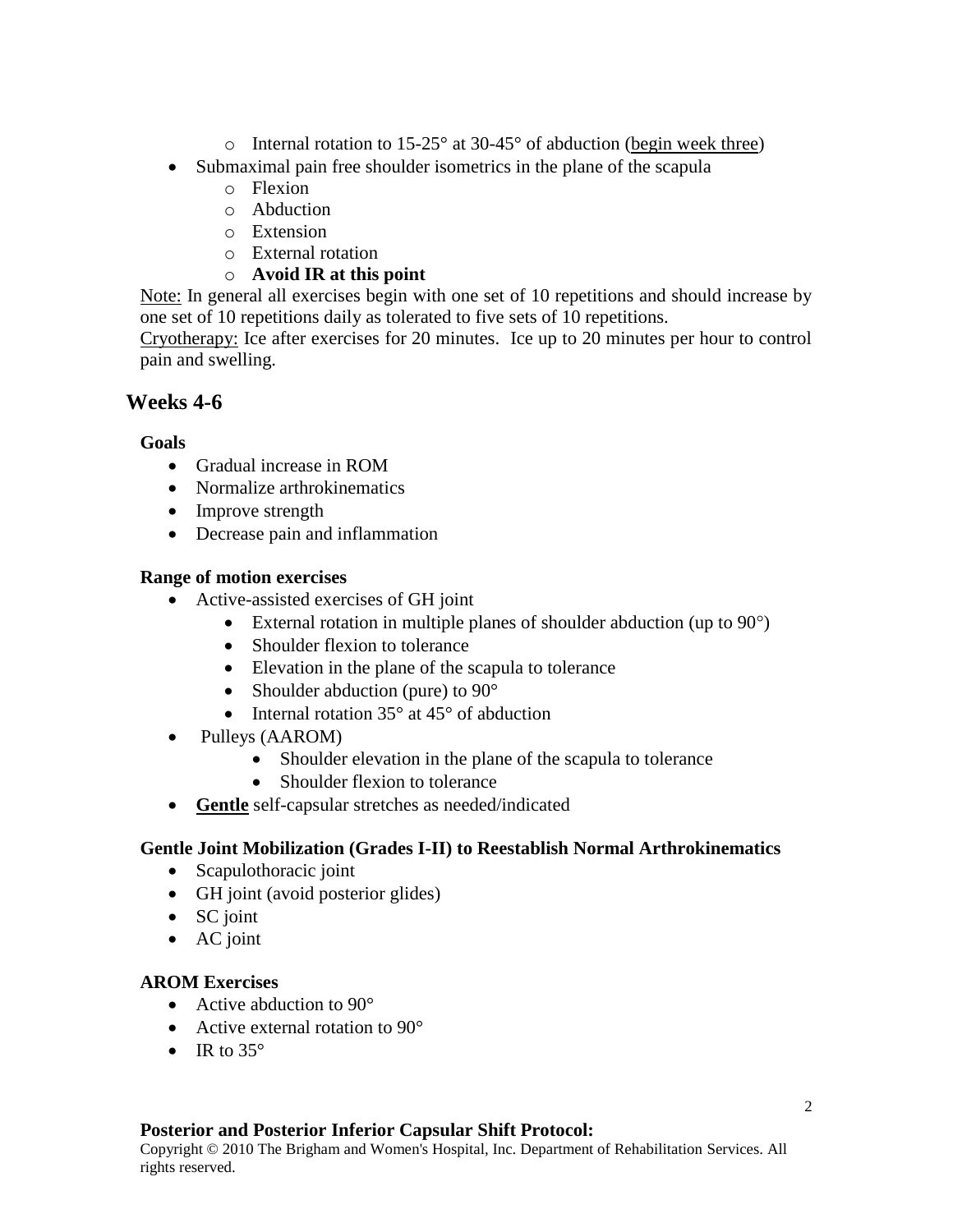- Internal rotation to 15-25° at 30-45° of abduction (<u>begin week three</u>)
- Submaximal pain free shoulder isometrics in the plane of the scapula
  - Flexion
  - Abduction
  - Extension
  - External rotation
  - **Avoid IR at this point**

<u>Note:</u> In general all exercises begin with one set of 10 repetitions and should increase by one set of 10 repetitions daily as tolerated to five sets of 10 repetitions.
<u>Cryotherapy:</u> Ice after exercises for 20 minutes. Ice up to 20 minutes per hour to control pain and swelling.

## Weeks 4-6

**Goals**

- Gradual increase in ROM
- Normalize arthrokinematics
- Improve strength
- Decrease pain and inflammation

**Range of motion exercises**

- Active-assisted exercises of GH joint
  - External rotation in multiple planes of shoulder abduction (up to 90°)
  - Shoulder flexion to tolerance
  - Elevation in the plane of the scapula to tolerance
  - Shoulder abduction (pure) to 90°
  - Internal rotation 35° at 45° of abduction
- Pulleys (AAROM)
  - Shoulder elevation in the plane of the scapula to tolerance
  - Shoulder flexion to tolerance
- **<u>Gentle</u>** self-capsular stretches as needed/indicated

**Gentle Joint Mobilization (Grades I-II) to Reestablish Normal Arthrokinematics**

- Scapulothoracic joint
- GH joint (avoid posterior glides)
- SC joint
- AC joint

**AROM Exercises**

- Active abduction to 90°
- Active external rotation to 90°
- IR to 35°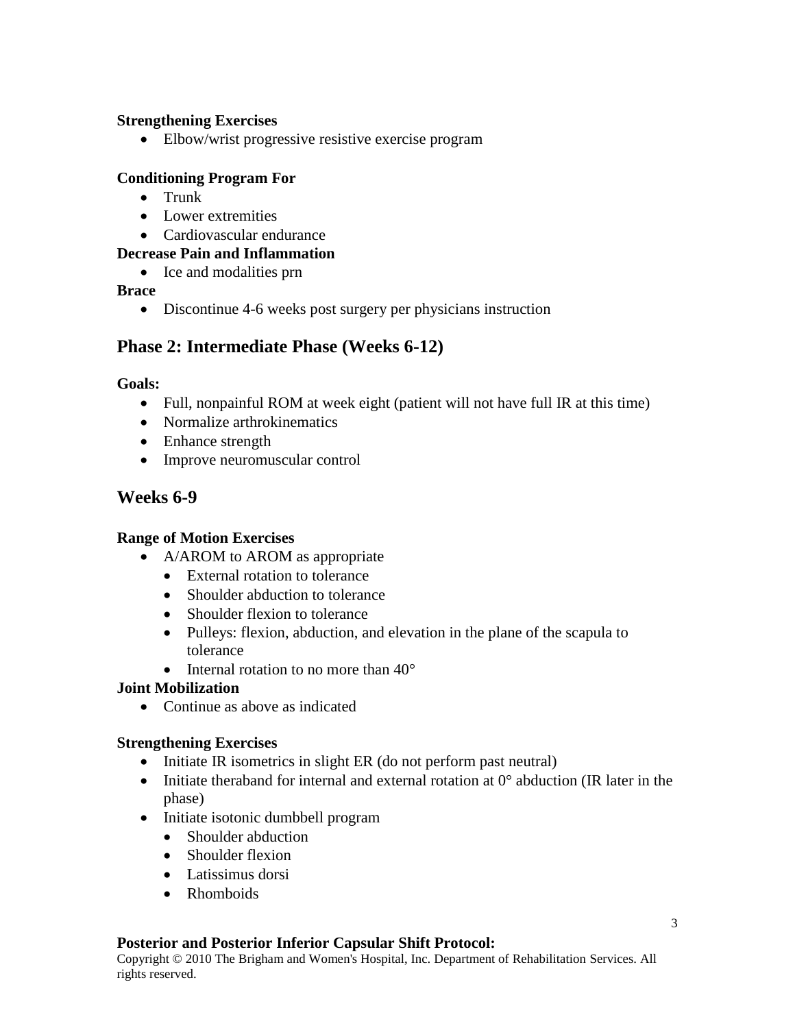**Strengthening Exercises**

- Elbow/wrist progressive resistive exercise program

**Conditioning Program For**

- Trunk
- Lower extremities
- Cardiovascular endurance

**Decrease Pain and Inflammation**

- Ice and modalities prn

**Brace**

- Discontinue 4-6 weeks post surgery per physicians instruction

## Phase 2: Intermediate Phase (Weeks 6-12)

**Goals:**

- Full, nonpainful ROM at week eight (patient will not have full IR at this time)
- Normalize arthrokinematics
- Enhance strength
- Improve neuromuscular control

## Weeks 6-9

**Range of Motion Exercises**

- A/AROM to AROM as appropriate
  - External rotation to tolerance
  - Shoulder abduction to tolerance
  - Shoulder flexion to tolerance
  - Pulleys: flexion, abduction, and elevation in the plane of the scapula to tolerance
  - Internal rotation to no more than 40°

**Joint Mobilization**

- Continue as above as indicated

**Strengthening Exercises**

- Initiate IR isometrics in slight ER (do not perform past neutral)
- Initiate theraband for internal and external rotation at 0° abduction (IR later in the phase)
- Initiate isotonic dumbbell program
  - Shoulder abduction
  - Shoulder flexion
  - Latissimus dorsi
  - Rhomboids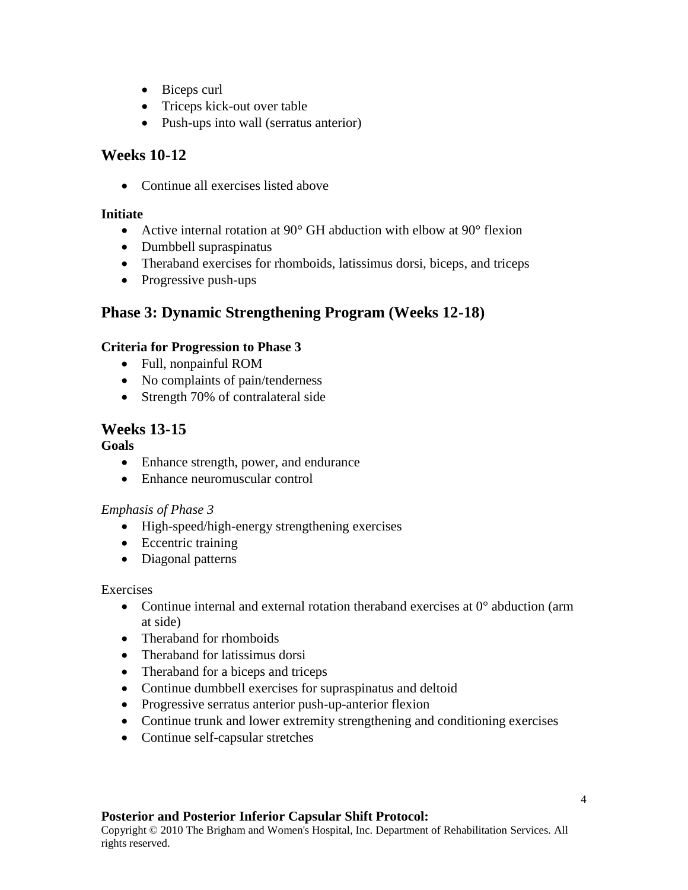- Biceps curl
- Triceps kick-out over table
- Push-ups into wall (serratus anterior)

## Weeks 10-12

- Continue all exercises listed above

**Initiate**

- Active internal rotation at 90° GH abduction with elbow at 90° flexion
- Dumbbell supraspinatus
- Theraband exercises for rhomboids, latissimus dorsi, biceps, and triceps
- Progressive push-ups

## Phase 3: Dynamic Strengthening Program (Weeks 12-18)

**Criteria for Progression to Phase 3**

- Full, nonpainful ROM
- No complaints of pain/tenderness
- Strength 70% of contralateral side

## Weeks 13-15

**Goals**

- Enhance strength, power, and endurance
- Enhance neuromuscular control

*Emphasis of Phase 3*

- High-speed/high-energy strengthening exercises
- Eccentric training
- Diagonal patterns

Exercises

- Continue internal and external rotation theraband exercises at 0° abduction (arm at side)
- Theraband for rhomboids
- Theraband for latissimus dorsi
- Theraband for a biceps and triceps
- Continue dumbbell exercises for supraspinatus and deltoid
- Progressive serratus anterior push-up-anterior flexion
- Continue trunk and lower extremity strengthening and conditioning exercises
- Continue self-capsular stretches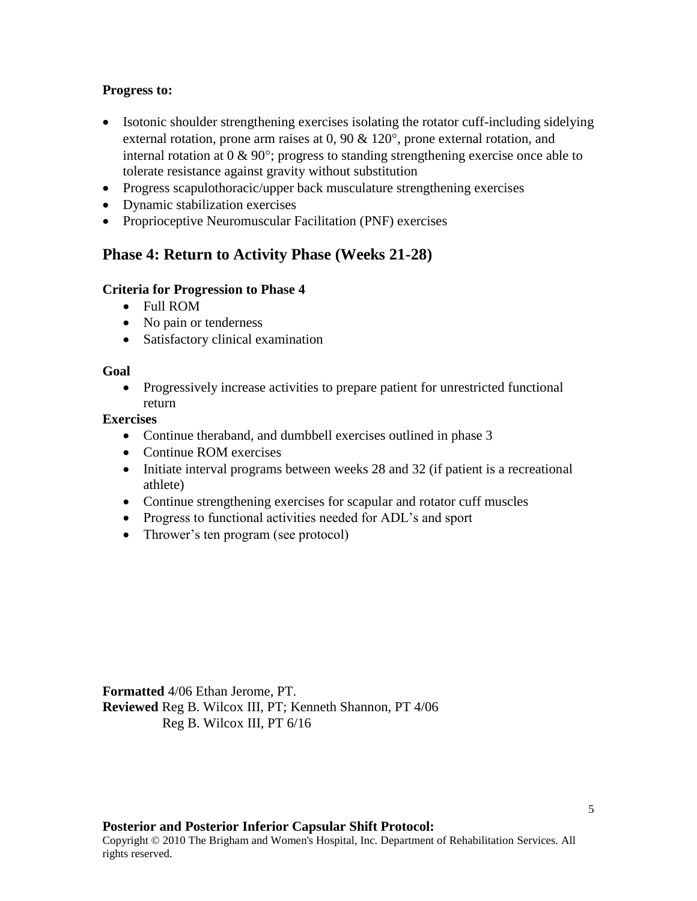**Progress to:**

- Isotonic shoulder strengthening exercises isolating the rotator cuff-including sidelying external rotation, prone arm raises at 0, 90 & 120°, prone external rotation, and internal rotation at 0 & 90°; progress to standing strengthening exercise once able to tolerate resistance against gravity without substitution
- Progress scapulothoracic/upper back musculature strengthening exercises
- Dynamic stabilization exercises
- Proprioceptive Neuromuscular Facilitation (PNF) exercises

## Phase 4: Return to Activity Phase (Weeks 21-28)

**Criteria for Progression to Phase 4**

- Full ROM
- No pain or tenderness
- Satisfactory clinical examination

**Goal**

- Progressively increase activities to prepare patient for unrestricted functional return

**Exercises**

- Continue theraband, and dumbbell exercises outlined in phase 3
- Continue ROM exercises
- Initiate interval programs between weeks 28 and 32 (if patient is a recreational athlete)
- Continue strengthening exercises for scapular and rotator cuff muscles
- Progress to functional activities needed for ADL's and sport
- Thrower's ten program (see protocol)

**Formatted** 4/06 Ethan Jerome, PT.
**Reviewed** Reg B. Wilcox III, PT; Kenneth Shannon, PT 4/06
Reg B. Wilcox III, PT 6/16